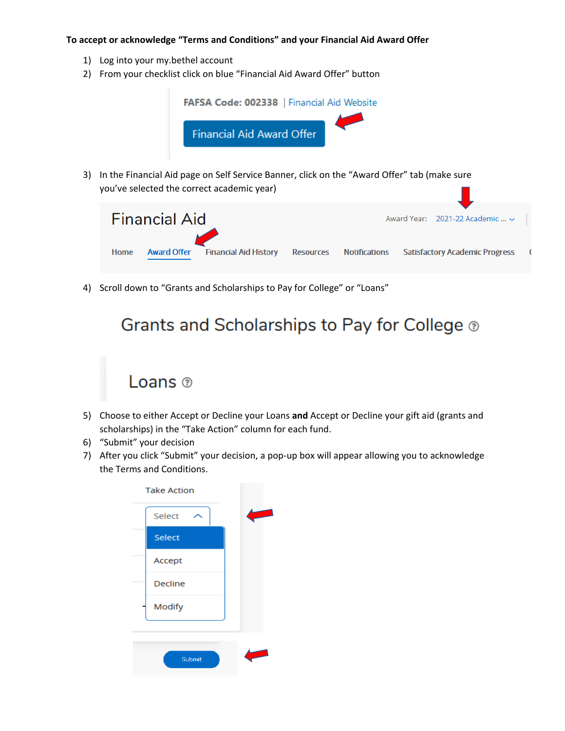**To accept or acknowledge "Terms and Conditions" and your Financial Aid Award Offer**

1) Log into your my.bethel account
2) From your checklist click on blue "Financial Aid Award Offer" button

FAFSA Code: 002338 | Financial Aid Website

Financial Aid Award Offer

3) In the Financial Aid page on Self Service Banner, click on the "Award Offer" tab (make sure you've selected the correct academic year)

Financial Aid

Award Year: 2021-22 Academic ...

Home | Award Offer | Financial Aid History | Resources | Notifications | Satisfactory Academic Progress

4) Scroll down to "Grants and Scholarships to Pay for College" or "Loans"

Grants and Scholarships to Pay for College

Loans

5) Choose to either Accept or Decline your Loans **and** Accept or Decline your gift aid (grants and scholarships) in the "Take Action" column for each fund.
6) "Submit" your decision
7) After you click "Submit" your decision, a pop-up box will appear allowing you to acknowledge the Terms and Conditions.

Take Action

Select

- Select
- Accept
- Decline
- Modify

Submit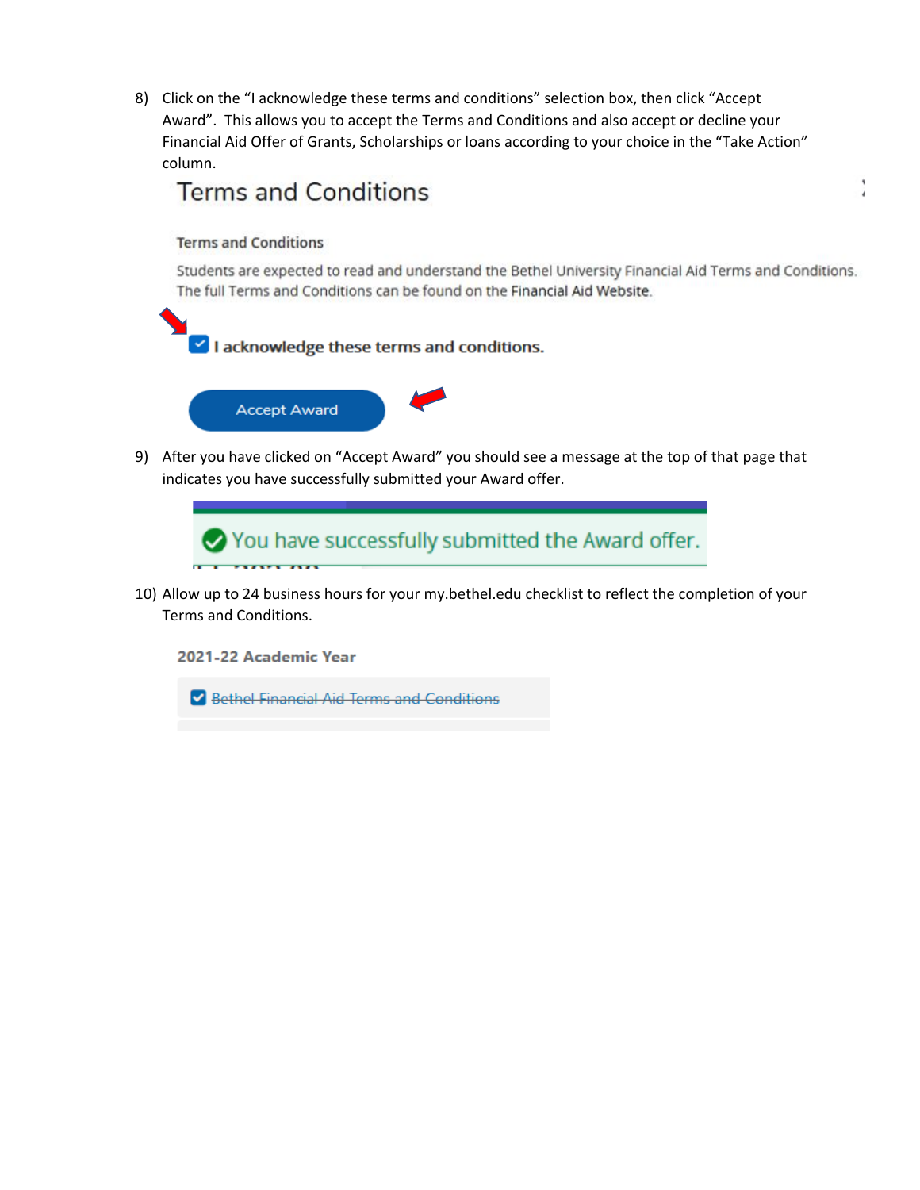8) Click on the "I acknowledge these terms and conditions" selection box, then click "Accept Award". This allows you to accept the Terms and Conditions and also accept or decline your Financial Aid Offer of Grants, Scholarships or loans according to your choice in the "Take Action" column.

Terms and Conditions

Terms and Conditions

Students are expected to read and understand the Bethel University Financial Aid Terms and Conditions. The full Terms and Conditions can be found on the Financial Aid Website.

I acknowledge these terms and conditions.

Accept Award

9) After you have clicked on "Accept Award" you should see a message at the top of that page that indicates you have successfully submitted your Award offer.

You have successfully submitted the Award offer.

10) Allow up to 24 business hours for your my.bethel.edu checklist to reflect the completion of your Terms and Conditions.

2021-22 Academic Year

~~Bethel Financial Aid Terms and Conditions~~